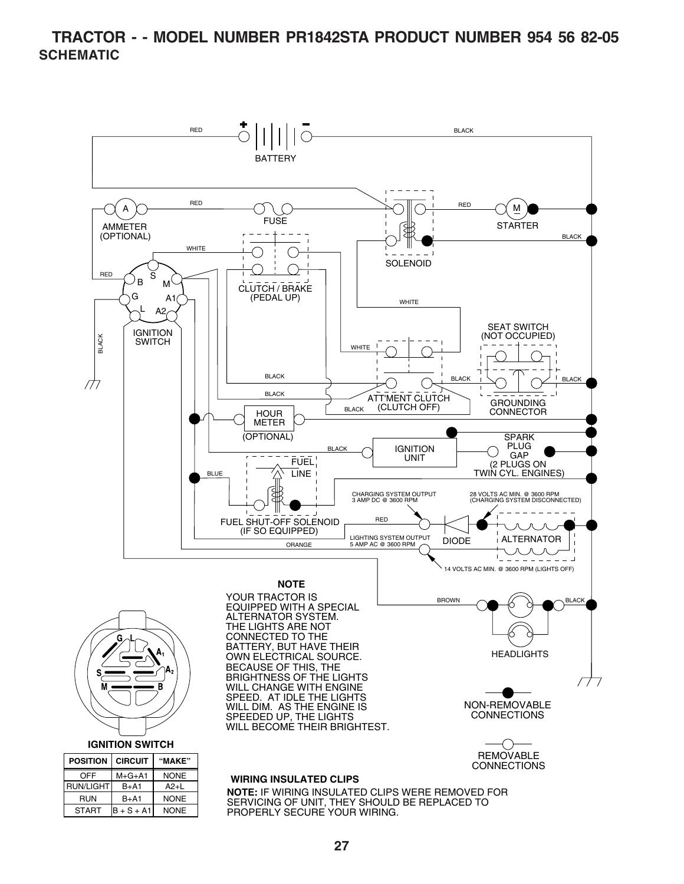# TRACTOR - - MODEL NUMBER PR1842STA PRODUCT NUMBER 954 56 82-05

## SCHEMATIC

RED

BATTERY

BLACK

RED

AMMETER (OPTIONAL)

FUSE

RED

STARTER

BLACK

WHITE

SOLENOID

RED

IGNITION SWITCH

CLUTCH / BRAKE (PEDAL UP)

WHITE

SEAT SWITCH (NOT OCCUPIED)

BLACK

WHITE

BLACK

BLACK

BLACK

BLACK

ATT'MENT CLUTCH (CLUTCH OFF)

GROUNDING CONNECTOR

BLACK

HOUR METER (OPTIONAL)

SPARK PLUG GAP (2 PLUGS ON TWIN CYL. ENGINES)

BLACK

IGNITION UNIT

FUEL LINE

BLUE

CHARGING SYSTEM OUTPUT 3 AMP DC @ 3600 RPM

28 VOLTS AC MIN. @ 3600 RPM (CHARGING SYSTEM DISCONNECTED)

FUEL SHUT-OFF SOLENOID (IF SO EQUIPPED)

RED

LIGHTING SYSTEM OUTPUT 5 AMP AC @ 3600 RPM

DIODE

ALTERNATOR

ORANGE

14 VOLTS AC MIN. @ 3600 RPM (LIGHTS OFF)

**NOTE**

YOUR TRACTOR IS EQUIPPED WITH A SPECIAL ALTERNATOR SYSTEM. THE LIGHTS ARE NOT CONNECTED TO THE BATTERY, BUT HAVE THEIR OWN ELECTRICAL SOURCE. BECAUSE OF THIS, THE BRIGHTNESS OF THE LIGHTS WILL CHANGE WITH ENGINE SPEED. AT IDLE THE LIGHTS WILL DIM. AS THE ENGINE IS SPEEDED UP, THE LIGHTS WILL BECOME THEIR BRIGHTEST.

BROWN

BLACK

HEADLIGHTS

NON-REMOVABLE CONNECTIONS

REMOVABLE CONNECTIONS

**IGNITION SWITCH**

| POSITION | CIRCUIT | "MAKE" |
|---|---|---|
| OFF | M+G+A1 | NONE |
| RUN/LIGHT | B+A1 | A2+L |
| RUN | B+A1 | NONE |
| START | B + S + A1 | NONE |

**WIRING INSULATED CLIPS**

**NOTE:** IF WIRING INSULATED CLIPS WERE REMOVED FOR SERVICING OF UNIT, THEY SHOULD BE REPLACED TO PROPERLY SECURE YOUR WIRING.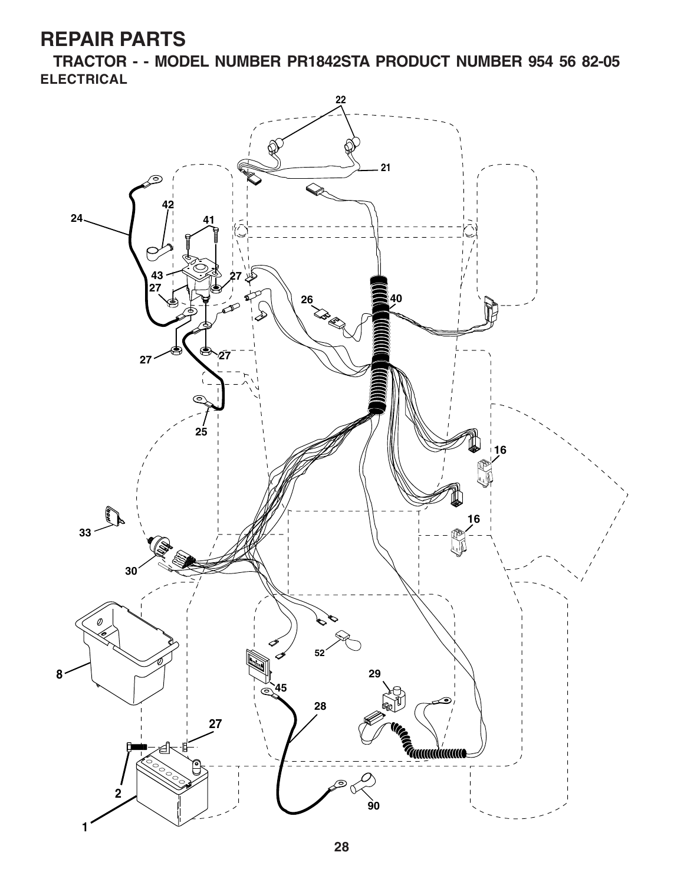# REPAIR PARTS

## TRACTOR - - MODEL NUMBER PR1842STA PRODUCT NUMBER 954 56 82-05

### ELECTRICAL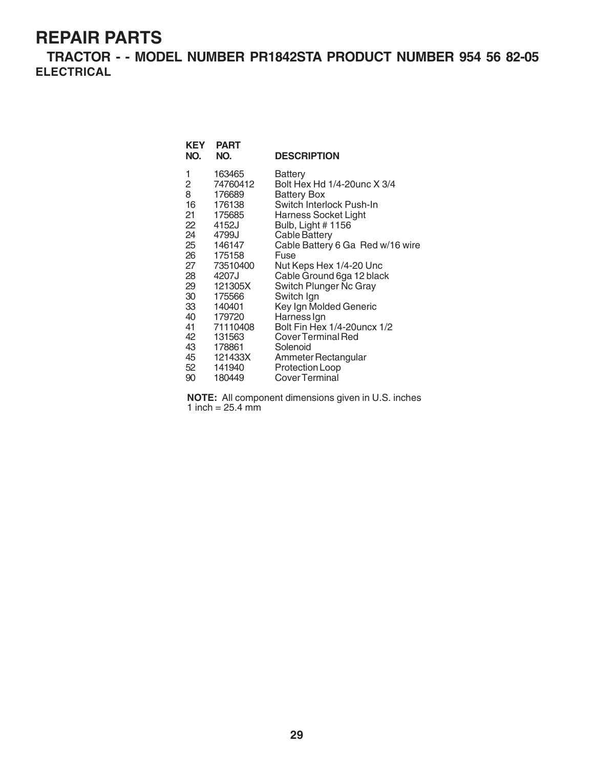# REPAIR PARTS

## TRACTOR - - MODEL NUMBER PR1842STA PRODUCT NUMBER 954 56 82-05

### ELECTRICAL

| KEY NO. | PART NO. | DESCRIPTION |
|---|---|---|
| 1 | 163465 | Battery |
| 2 | 74760412 | Bolt Hex Hd 1/4-20unc X 3/4 |
| 8 | 176689 | Battery Box |
| 16 | 176138 | Switch Interlock Push-In |
| 21 | 175685 | Harness Socket Light |
| 22 | 4152J | Bulb, Light # 1156 |
| 24 | 4799J | Cable Battery |
| 25 | 146147 | Cable Battery 6 Ga Red w/16 wire |
| 26 | 175158 | Fuse |
| 27 | 73510400 | Nut Keps Hex 1/4-20 Unc |
| 28 | 4207J | Cable Ground 6ga 12 black |
| 29 | 121305X | Switch Plunger Nc Gray |
| 30 | 175566 | Switch Ign |
| 33 | 140401 | Key Ign Molded Generic |
| 40 | 179720 | Harness Ign |
| 41 | 71110408 | Bolt Fin Hex 1/4-20uncx 1/2 |
| 42 | 131563 | Cover Terminal Red |
| 43 | 178861 | Solenoid |
| 45 | 121433X | Ammeter Rectangular |
| 52 | 141940 | Protection Loop |
| 90 | 180449 | Cover Terminal |

**NOTE:** All component dimensions given in U.S. inches
1 inch = 25.4 mm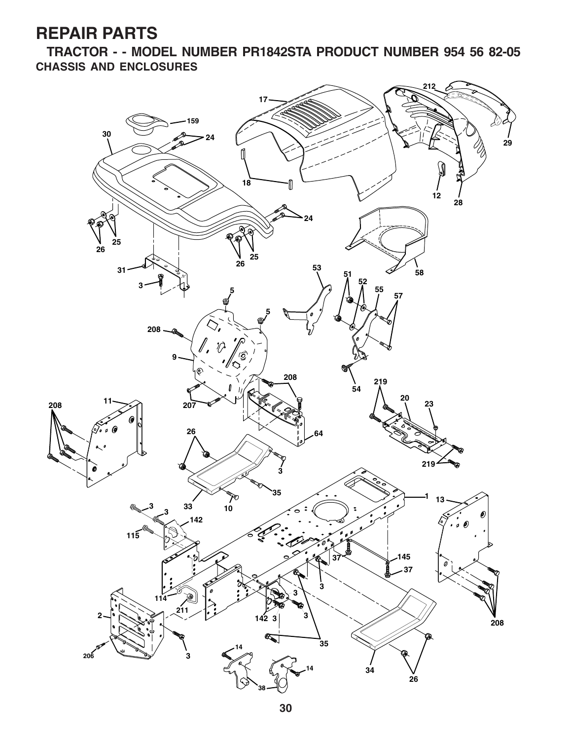# REPAIR PARTS

## TRACTOR - - MODEL NUMBER PR1842STA PRODUCT NUMBER 954 56 82-05

### CHASSIS AND ENCLOSURES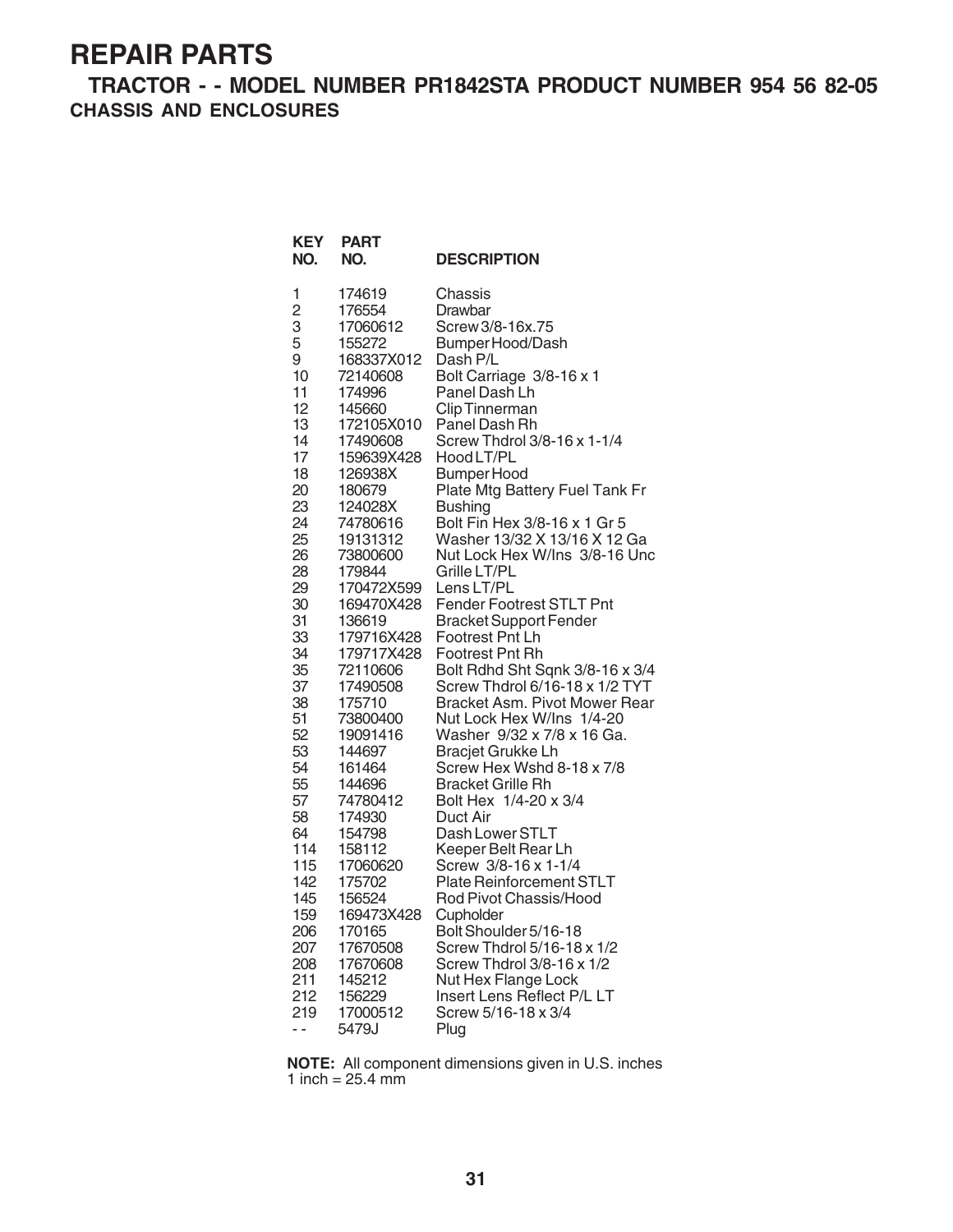# REPAIR PARTS

## TRACTOR - - MODEL NUMBER PR1842STA PRODUCT NUMBER 954 56 82-05

### CHASSIS AND ENCLOSURES

| KEY NO. | PART NO. | DESCRIPTION |
|---|---|---|
| 1 | 174619 | Chassis |
| 2 | 176554 | Drawbar |
| 3 | 17060612 | Screw 3/8-16x.75 |
| 5 | 155272 | Bumper Hood/Dash |
| 9 | 168337X012 | Dash P/L |
| 10 | 72140608 | Bolt Carriage 3/8-16 x 1 |
| 11 | 174996 | Panel Dash Lh |
| 12 | 145660 | Clip Tinnerman |
| 13 | 172105X010 | Panel Dash Rh |
| 14 | 17490608 | Screw Thdrol 3/8-16 x 1-1/4 |
| 17 | 159639X428 | Hood LT/PL |
| 18 | 126938X | Bumper Hood |
| 20 | 180679 | Plate Mtg Battery Fuel Tank Fr |
| 23 | 124028X | Bushing |
| 24 | 74780616 | Bolt Fin Hex 3/8-16 x 1 Gr 5 |
| 25 | 19131312 | Washer 13/32 X 13/16 X 12 Ga |
| 26 | 73800600 | Nut Lock Hex W/Ins 3/8-16 Unc |
| 28 | 179844 | Grille LT/PL |
| 29 | 170472X599 | Lens LT/PL |
| 30 | 169470X428 | Fender Footrest STLT Pnt |
| 31 | 136619 | Bracket Support Fender |
| 33 | 179716X428 | Footrest Pnt Lh |
| 34 | 179717X428 | Footrest Pnt Rh |
| 35 | 72110606 | Bolt Rdhd Sht Sqnk 3/8-16 x 3/4 |
| 37 | 17490508 | Screw Thdrol 6/16-18 x 1/2 TYT |
| 38 | 175710 | Bracket Asm. Pivot Mower Rear |
| 51 | 73800400 | Nut Lock Hex W/Ins 1/4-20 |
| 52 | 19091416 | Washer 9/32 x 7/8 x 16 Ga. |
| 53 | 144697 | Bracjet Grukke Lh |
| 54 | 161464 | Screw Hex Wshd 8-18 x 7/8 |
| 55 | 144696 | Bracket Grille Rh |
| 57 | 74780412 | Bolt Hex 1/4-20 x 3/4 |
| 58 | 174930 | Duct Air |
| 64 | 154798 | Dash Lower STLT |
| 114 | 158112 | Keeper Belt Rear Lh |
| 115 | 17060620 | Screw 3/8-16 x 1-1/4 |
| 142 | 175702 | Plate Reinforcement STLT |
| 145 | 156524 | Rod Pivot Chassis/Hood |
| 159 | 169473X428 | Cupholder |
| 206 | 170165 | Bolt Shoulder 5/16-18 |
| 207 | 17670508 | Screw Thdrol 5/16-18 x 1/2 |
| 208 | 17670608 | Screw Thdrol 3/8-16 x 1/2 |
| 211 | 145212 | Nut Hex Flange Lock |
| 212 | 156229 | Insert Lens Reflect P/L LT |
| 219 | 17000512 | Screw 5/16-18 x 3/4 |
| - - | 5479J | Plug |

**NOTE:** All component dimensions given in U.S. inches
1 inch = 25.4 mm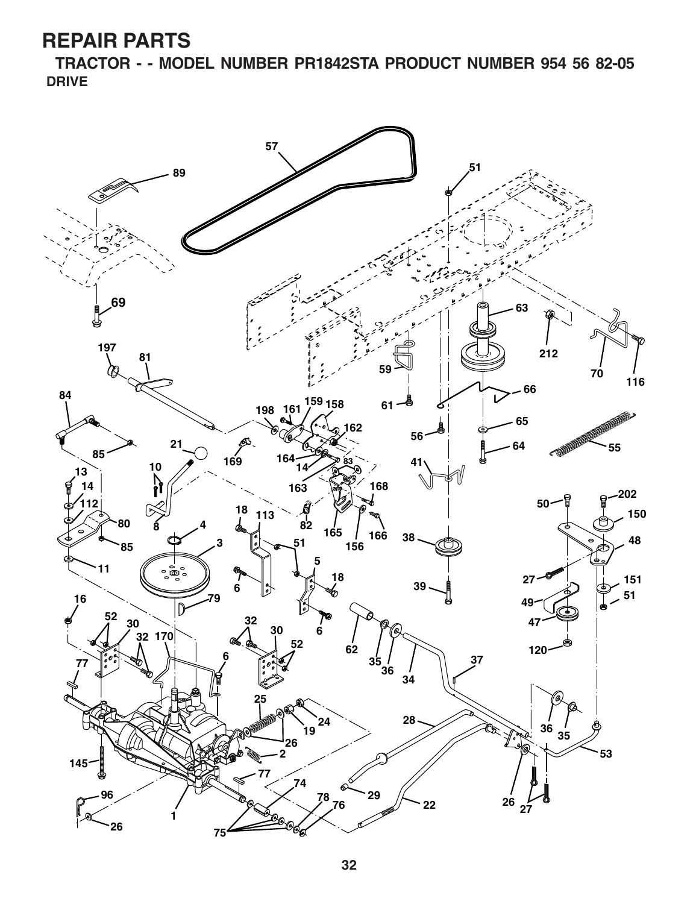# REPAIR PARTS

## TRACTOR - - MODEL NUMBER PR1842STA PRODUCT NUMBER 954 56 82-05

### DRIVE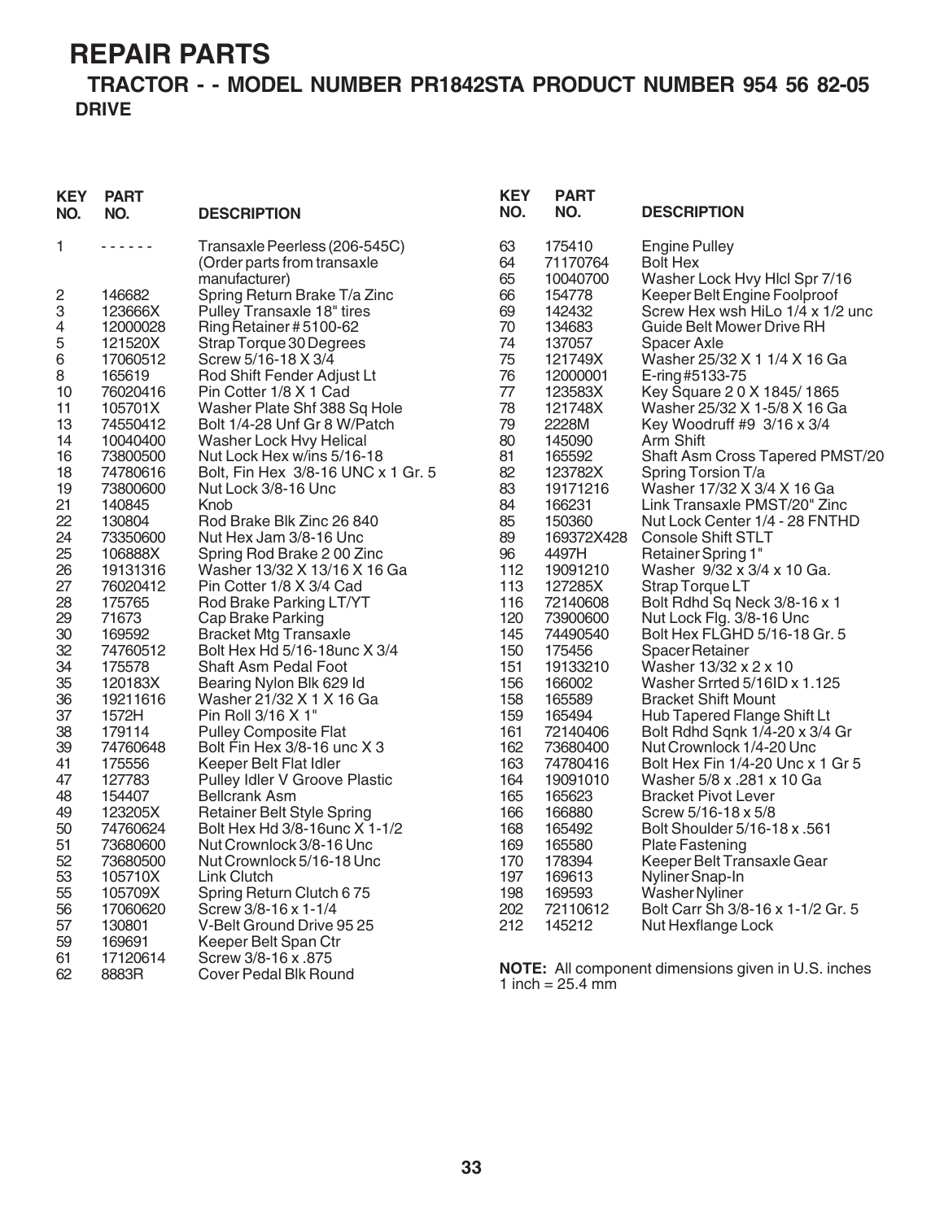# REPAIR PARTS

## TRACTOR - - MODEL NUMBER PR1842STA PRODUCT NUMBER 954 56 82-05

### DRIVE

| KEY NO. | PART NO. | DESCRIPTION |
|---|---|---|
| 1 | - - - - - - | Transaxle Peerless (206-545C) (Order parts from transaxle manufacturer) |
| 2 | 146682 | Spring Return Brake T/a Zinc |
| 3 | 123666X | Pulley Transaxle 18" tires |
| 4 | 12000028 | Ring Retainer # 5100-62 |
| 5 | 121520X | Strap Torque 30 Degrees |
| 6 | 17060512 | Screw 5/16-18 X 3/4 |
| 8 | 165619 | Rod Shift Fender Adjust Lt |
| 10 | 76020416 | Pin Cotter 1/8 X 1 Cad |
| 11 | 105701X | Washer Plate Shf 388 Sq Hole |
| 13 | 74550412 | Bolt 1/4-28 Unf Gr 8 W/Patch |
| 14 | 10040400 | Washer Lock Hvy Helical |
| 16 | 73800500 | Nut Lock Hex w/ins 5/16-18 |
| 18 | 74780616 | Bolt, Fin Hex 3/8-16 UNC x 1 Gr. 5 |
| 19 | 73800600 | Nut Lock 3/8-16 Unc |
| 21 | 140845 | Knob |
| 22 | 130804 | Rod Brake Blk Zinc 26 840 |
| 24 | 73350600 | Nut Hex Jam 3/8-16 Unc |
| 25 | 106888X | Spring Rod Brake 2 00 Zinc |
| 26 | 19131316 | Washer 13/32 X 13/16 X 16 Ga |
| 27 | 76020412 | Pin Cotter 1/8 X 3/4 Cad |
| 28 | 175765 | Rod Brake Parking LT/YT |
| 29 | 71673 | Cap Brake Parking |
| 30 | 169592 | Bracket Mtg Transaxle |
| 32 | 74760512 | Bolt Hex Hd 5/16-18unc X 3/4 |
| 34 | 175578 | Shaft Asm Pedal Foot |
| 35 | 120183X | Bearing Nylon Blk 629 Id |
| 36 | 19211616 | Washer 21/32 X 1 X 16 Ga |
| 37 | 1572H | Pin Roll 3/16 X 1" |
| 38 | 179114 | Pulley Composite Flat |
| 39 | 74760648 | Bolt Fin Hex 3/8-16 unc X 3 |
| 41 | 175556 | Keeper Belt Flat Idler |
| 47 | 127783 | Pulley Idler V Groove Plastic |
| 48 | 154407 | Bellcrank Asm |
| 49 | 123205X | Retainer Belt Style Spring |
| 50 | 74760624 | Bolt Hex Hd 3/8-16unc X 1-1/2 |
| 51 | 73680600 | Nut Crownlock 3/8-16 Unc |
| 52 | 73680500 | Nut Crownlock 5/16-18 Unc |
| 53 | 105710X | Link Clutch |
| 55 | 105709X | Spring Return Clutch 6 75 |
| 56 | 17060620 | Screw 3/8-16 x 1-1/4 |
| 57 | 130801 | V-Belt Ground Drive 95 25 |
| 59 | 169691 | Keeper Belt Span Ctr |
| 61 | 17120614 | Screw 3/8-16 x .875 |
| 62 | 8883R | Cover Pedal Blk Round |
| 63 | 175410 | Engine Pulley |
| 64 | 71170764 | Bolt Hex |
| 65 | 10040700 | Washer Lock Hvy Hlcl Spr 7/16 |
| 66 | 154778 | Keeper Belt Engine Foolproof |
| 69 | 142432 | Screw Hex wsh HiLo 1/4 x 1/2 unc |
| 70 | 134683 | Guide Belt Mower Drive RH |
| 74 | 137057 | Spacer Axle |
| 75 | 121749X | Washer 25/32 X 1 1/4 X 16 Ga |
| 76 | 12000001 | E-ring #5133-75 |
| 77 | 123583X | Key Square 2 0 X 1845/ 1865 |
| 78 | 121748X | Washer 25/32 X 1-5/8 X 16 Ga |
| 79 | 2228M | Key Woodruff #9 3/16 x 3/4 |
| 80 | 145090 | Arm Shift |
| 81 | 165592 | Shaft Asm Cross Tapered PMST/20 |
| 82 | 123782X | Spring Torsion T/a |
| 83 | 19171216 | Washer 17/32 X 3/4 X 16 Ga |
| 84 | 166231 | Link Transaxle PMST/20" Zinc |
| 85 | 150360 | Nut Lock Center 1/4 - 28 FNTHD |
| 89 | 169372X428 | Console Shift STLT |
| 96 | 4497H | Retainer Spring 1" |
| 112 | 19091210 | Washer 9/32 x 3/4 x 10 Ga. |
| 113 | 127285X | Strap Torque LT |
| 116 | 72140608 | Bolt Rdhd Sq Neck 3/8-16 x 1 |
| 120 | 73900600 | Nut Lock Flg. 3/8-16 Unc |
| 145 | 74490540 | Bolt Hex FLGHD 5/16-18 Gr. 5 |
| 150 | 175456 | Spacer Retainer |
| 151 | 19133210 | Washer 13/32 x 2 x 10 |
| 156 | 166002 | Washer Srrted 5/16ID x 1.125 |
| 158 | 165589 | Bracket Shift Mount |
| 159 | 165494 | Hub Tapered Flange Shift Lt |
| 161 | 72140406 | Bolt Rdhd Sqnk 1/4-20 x 3/4 Gr |
| 162 | 73680400 | Nut Crownlock 1/4-20 Unc |
| 163 | 74780416 | Bolt Hex Fin 1/4-20 Unc x 1 Gr 5 |
| 164 | 19091010 | Washer 5/8 x .281 x 10 Ga |
| 165 | 165623 | Bracket Pivot Lever |
| 166 | 166880 | Screw 5/16-18 x 5/8 |
| 168 | 165492 | Bolt Shoulder 5/16-18 x .561 |
| 169 | 165580 | Plate Fastening |
| 170 | 178394 | Keeper Belt Transaxle Gear |
| 197 | 169613 | Nyliner Snap-In |
| 198 | 169593 | Washer Nyliner |
| 202 | 72110612 | Bolt Carr Sh 3/8-16 x 1-1/2 Gr. 5 |
| 212 | 145212 | Nut Hexflange Lock |

**NOTE:** All component dimensions given in U.S. inches
1 inch = 25.4 mm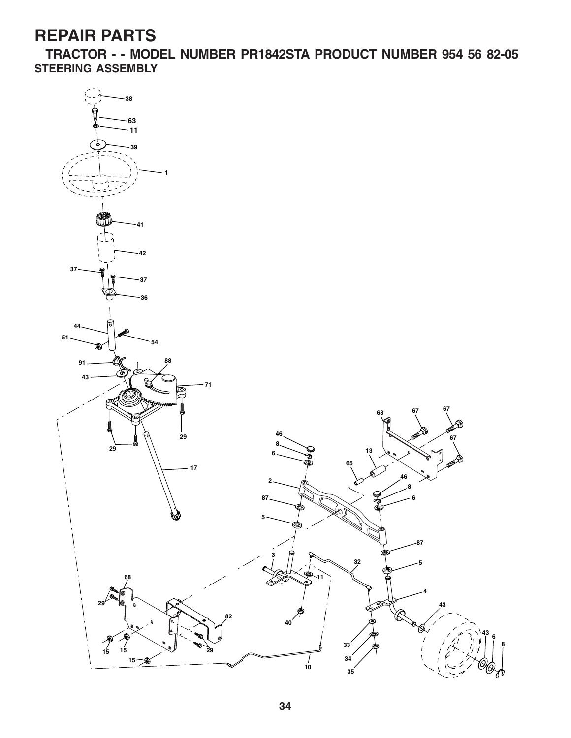# REPAIR PARTS

## TRACTOR - - MODEL NUMBER PR1842STA PRODUCT NUMBER 954 56 82-05

### STEERING ASSEMBLY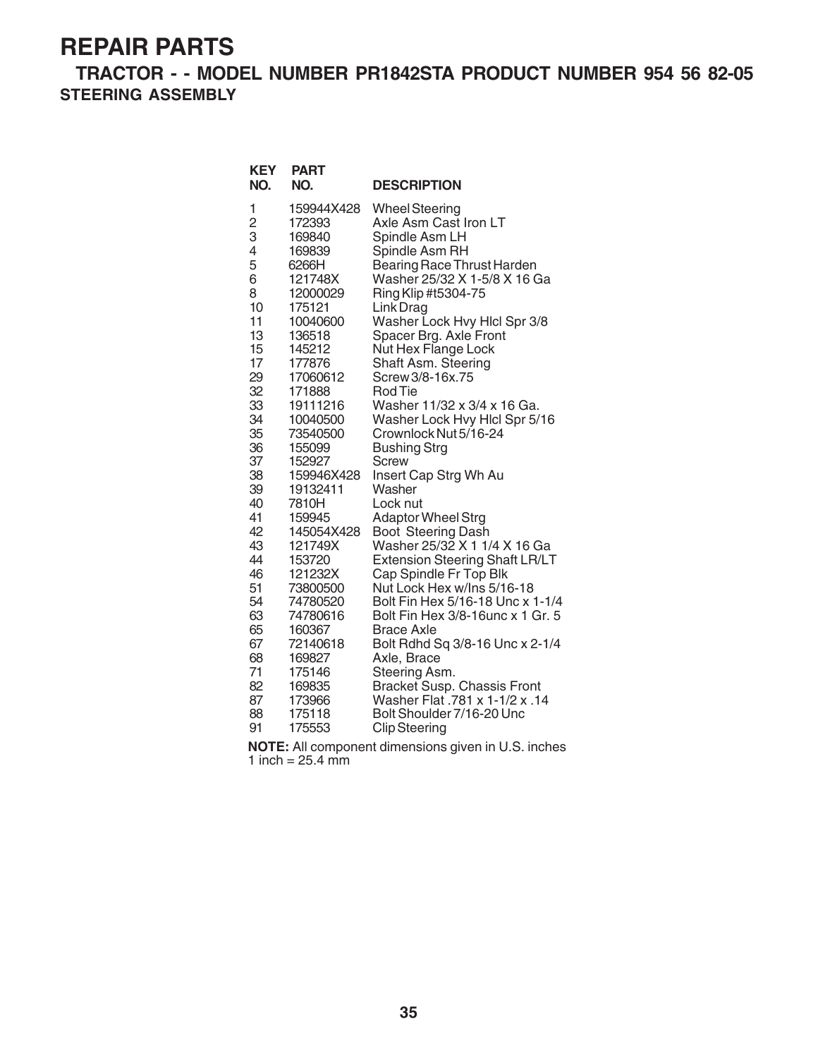# REPAIR PARTS

## TRACTOR - - MODEL NUMBER PR1842STA PRODUCT NUMBER 954 56 82-05

### STEERING ASSEMBLY

| KEY NO. | PART NO. | DESCRIPTION |
|---|---|---|
| 1 | 159944X428 | Wheel Steering |
| 2 | 172393 | Axle Asm Cast Iron LT |
| 3 | 169840 | Spindle Asm LH |
| 4 | 169839 | Spindle Asm RH |
| 5 | 6266H | Bearing Race Thrust Harden |
| 6 | 121748X | Washer 25/32 X 1-5/8 X 16 Ga |
| 8 | 12000029 | Ring Klip #t5304-75 |
| 10 | 175121 | Link Drag |
| 11 | 10040600 | Washer Lock Hvy Hlcl Spr 3/8 |
| 13 | 136518 | Spacer Brg. Axle Front |
| 15 | 145212 | Nut Hex Flange Lock |
| 17 | 177876 | Shaft Asm. Steering |
| 29 | 17060612 | Screw 3/8-16x.75 |
| 32 | 171888 | Rod Tie |
| 33 | 19111216 | Washer 11/32 x 3/4 x 16 Ga. |
| 34 | 10040500 | Washer Lock Hvy Hlcl Spr 5/16 |
| 35 | 73540500 | Crownlock Nut 5/16-24 |
| 36 | 155099 | Bushing Strg |
| 37 | 152927 | Screw |
| 38 | 159946X428 | Insert Cap Strg Wh Au |
| 39 | 19132411 | Washer |
| 40 | 7810H | Lock nut |
| 41 | 159945 | Adaptor Wheel Strg |
| 42 | 145054X428 | Boot Steering Dash |
| 43 | 121749X | Washer 25/32 X 1 1/4 X 16 Ga |
| 44 | 153720 | Extension Steering Shaft LR/LT |
| 46 | 121232X | Cap Spindle Fr Top Blk |
| 51 | 73800500 | Nut Lock Hex w/Ins 5/16-18 |
| 54 | 74780520 | Bolt Fin Hex 5/16-18 Unc x 1-1/4 |
| 63 | 74780616 | Bolt Fin Hex 3/8-16unc x 1 Gr. 5 |
| 65 | 160367 | Brace Axle |
| 67 | 72140618 | Bolt Rdhd Sq 3/8-16 Unc x 2-1/4 |
| 68 | 169827 | Axle, Brace |
| 71 | 175146 | Steering Asm. |
| 82 | 169835 | Bracket Susp. Chassis Front |
| 87 | 173966 | Washer Flat .781 x 1-1/2 x .14 |
| 88 | 175118 | Bolt Shoulder 7/16-20 Unc |
| 91 | 175553 | Clip Steering |

**NOTE:** All component dimensions given in U.S. inches
1 inch = 25.4 mm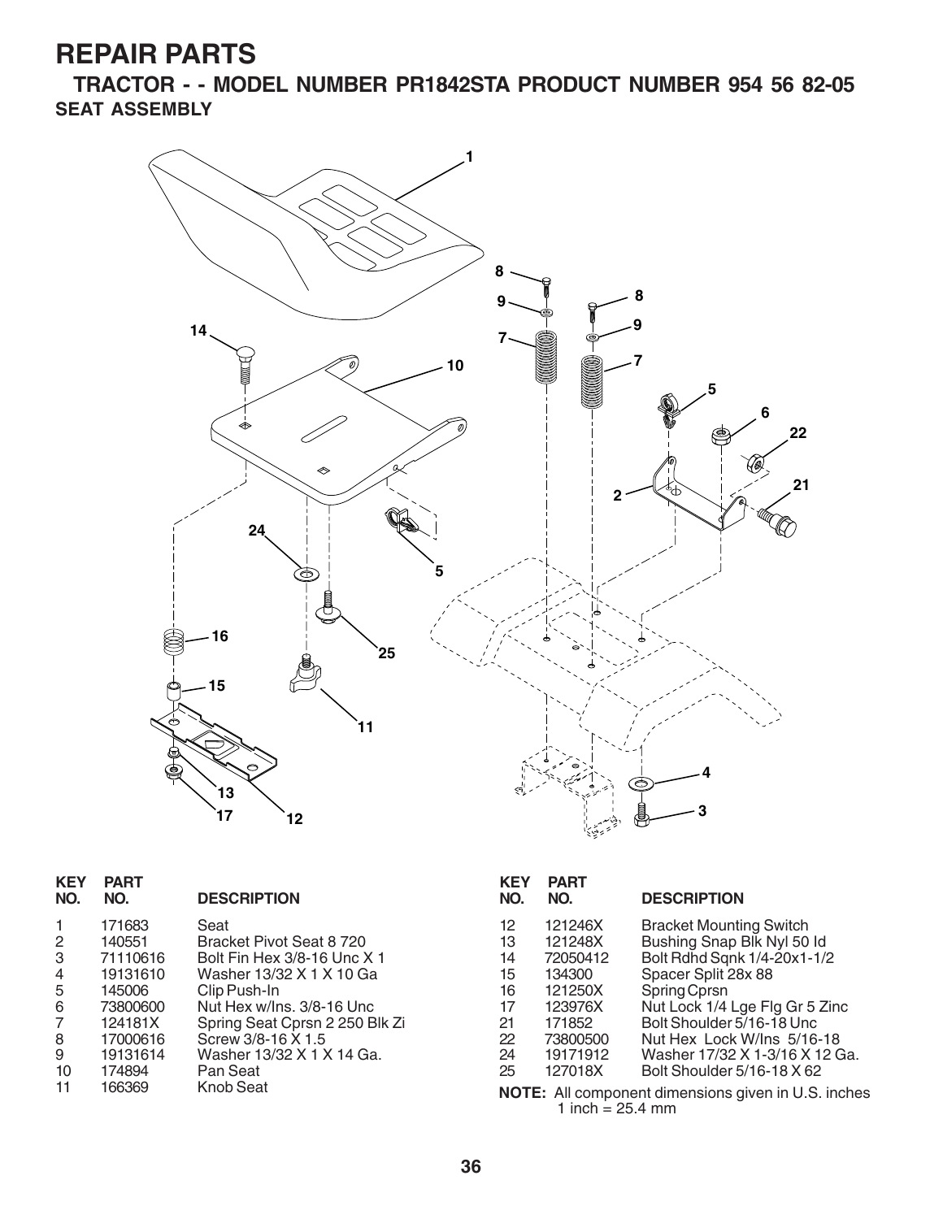# REPAIR PARTS

## TRACTOR - - MODEL NUMBER PR1842STA PRODUCT NUMBER 954 56 82-05

### SEAT ASSEMBLY

| KEY NO. | PART NO. | DESCRIPTION |
|---|---|---|
| 1 | 171683 | Seat |
| 2 | 140551 | Bracket Pivot Seat 8 720 |
| 3 | 71110616 | Bolt Fin Hex 3/8-16 Unc X 1 |
| 4 | 19131610 | Washer 13/32 X 1 X 10 Ga |
| 5 | 145006 | Clip Push-In |
| 6 | 73800600 | Nut Hex w/Ins. 3/8-16 Unc |
| 7 | 124181X | Spring Seat Cprsn 2 250 Blk Zi |
| 8 | 17000616 | Screw 3/8-16 X 1.5 |
| 9 | 19131614 | Washer 13/32 X 1 X 14 Ga. |
| 10 | 174894 | Pan Seat |
| 11 | 166369 | Knob Seat |
| 12 | 121246X | Bracket Mounting Switch |
| 13 | 121248X | Bushing Snap Blk Nyl 50 Id |
| 14 | 72050412 | Bolt Rdhd Sqnk 1/4-20x1-1/2 |
| 15 | 134300 | Spacer Split 28x 88 |
| 16 | 121250X | Spring Cprsn |
| 17 | 123976X | Nut Lock 1/4 Lge Flg Gr 5 Zinc |
| 21 | 171852 | Bolt Shoulder 5/16-18 Unc |
| 22 | 73800500 | Nut Hex Lock W/Ins 5/16-18 |
| 24 | 19171912 | Washer 17/32 X 1-3/16 X 12 Ga. |
| 25 | 127018X | Bolt Shoulder 5/16-18 X 62 |

**NOTE:** All component dimensions given in U.S. inches
1 inch = 25.4 mm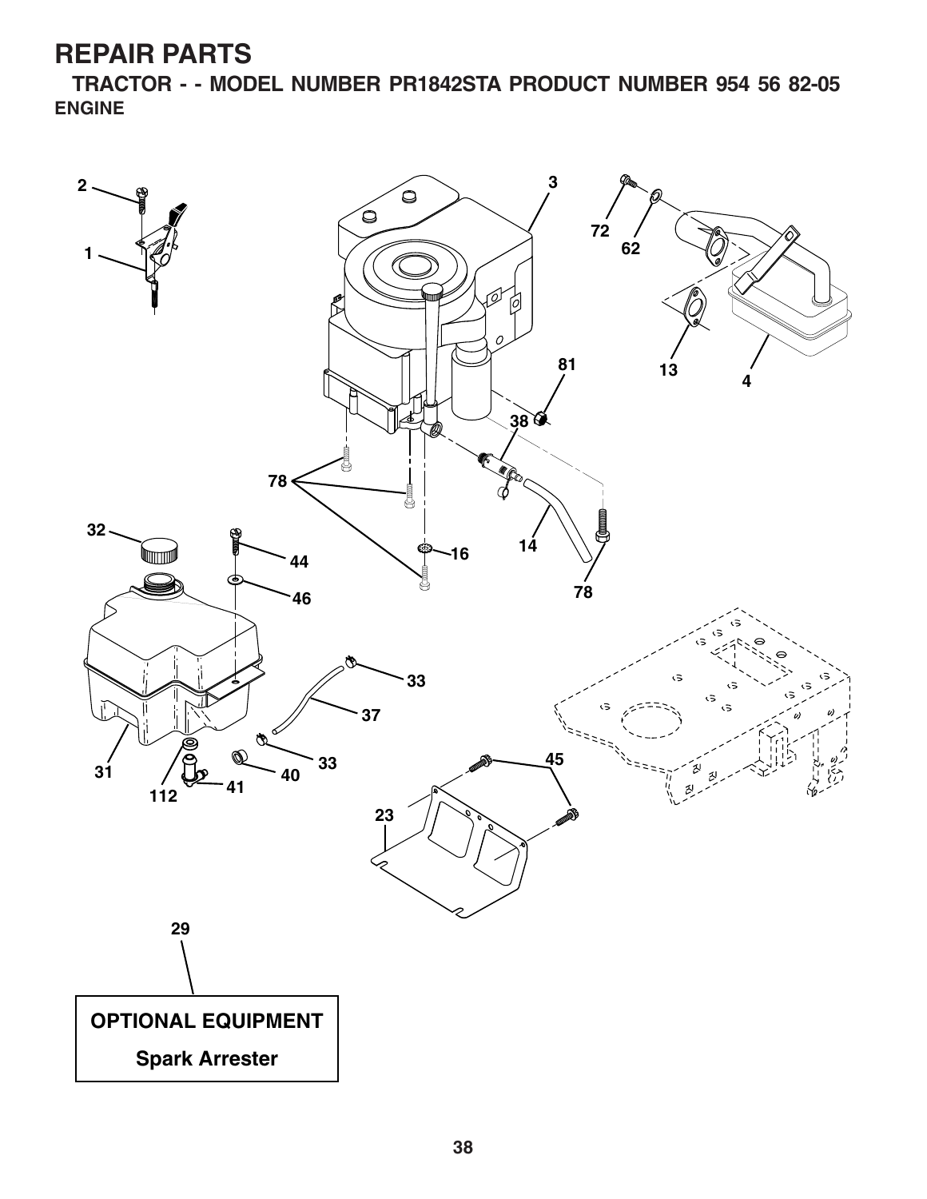# REPAIR PARTS

## TRACTOR - - MODEL NUMBER PR1842STA PRODUCT NUMBER 954 56 82-05

### ENGINE

29

**OPTIONAL EQUIPMENT**

**Spark Arrester**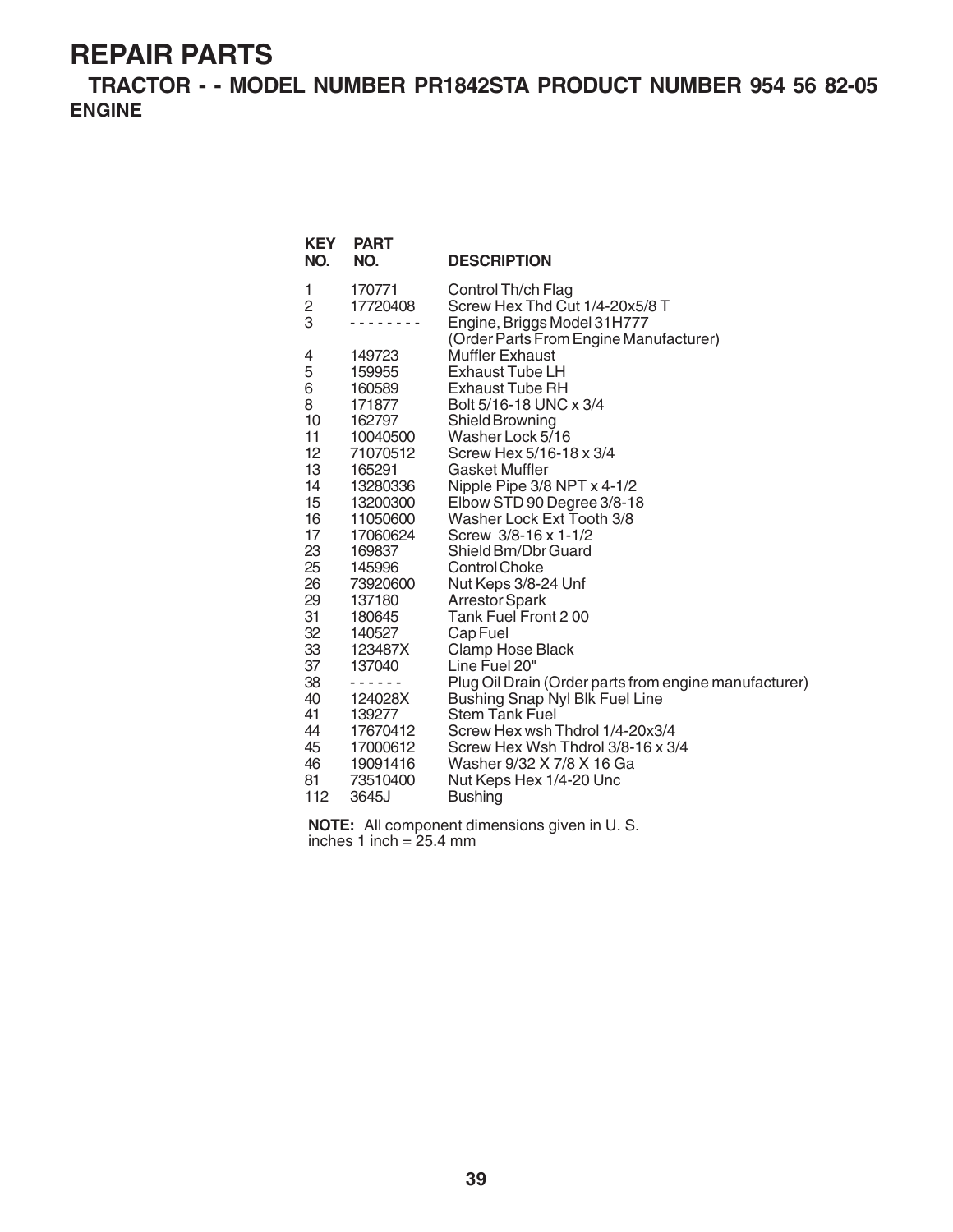# REPAIR PARTS

## TRACTOR - - MODEL NUMBER PR1842STA PRODUCT NUMBER 954 56 82-05

### ENGINE

| KEY NO. | PART NO. | DESCRIPTION |
|---|---|---|
| 1 | 170771 | Control Th/ch Flag |
| 2 | 17720408 | Screw Hex Thd Cut 1/4-20x5/8 T |
| 3 | - - - - - - - - | Engine, Briggs Model 31H777 (Order Parts From Engine Manufacturer) |
| 4 | 149723 | Muffler Exhaust |
| 5 | 159955 | Exhaust Tube LH |
| 6 | 160589 | Exhaust Tube RH |
| 8 | 171877 | Bolt 5/16-18 UNC x 3/4 |
| 10 | 162797 | Shield Browning |
| 11 | 10040500 | Washer Lock 5/16 |
| 12 | 71070512 | Screw Hex 5/16-18 x 3/4 |
| 13 | 165291 | Gasket Muffler |
| 14 | 13280336 | Nipple Pipe 3/8 NPT x 4-1/2 |
| 15 | 13200300 | Elbow STD 90 Degree 3/8-18 |
| 16 | 11050600 | Washer Lock Ext Tooth 3/8 |
| 17 | 17060624 | Screw 3/8-16 x 1-1/2 |
| 23 | 169837 | Shield Brn/Dbr Guard |
| 25 | 145996 | Control Choke |
| 26 | 73920600 | Nut Keps 3/8-24 Unf |
| 29 | 137180 | Arrestor Spark |
| 31 | 180645 | Tank Fuel Front 2 00 |
| 32 | 140527 | Cap Fuel |
| 33 | 123487X | Clamp Hose Black |
| 37 | 137040 | Line Fuel 20" |
| 38 | - - - - - - | Plug Oil Drain (Order parts from engine manufacturer) |
| 40 | 124028X | Bushing Snap Nyl Blk Fuel Line |
| 41 | 139277 | Stem Tank Fuel |
| 44 | 17670412 | Screw Hex wsh Thdrol 1/4-20x3/4 |
| 45 | 17000612 | Screw Hex Wsh Thdrol 3/8-16 x 3/4 |
| 46 | 19091416 | Washer 9/32 X 7/8 X 16 Ga |
| 81 | 73510400 | Nut Keps Hex 1/4-20 Unc |
| 112 | 3645J | Bushing |

**NOTE:** All component dimensions given in U. S. inches 1 inch = 25.4 mm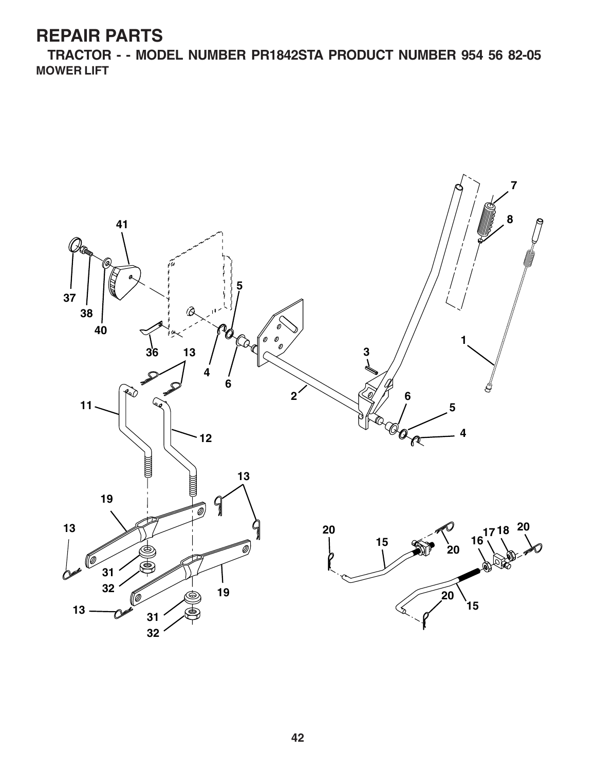# REPAIR PARTS

## TRACTOR - - MODEL NUMBER PR1842STA PRODUCT NUMBER 954 56 82-05

### MOWER LIFT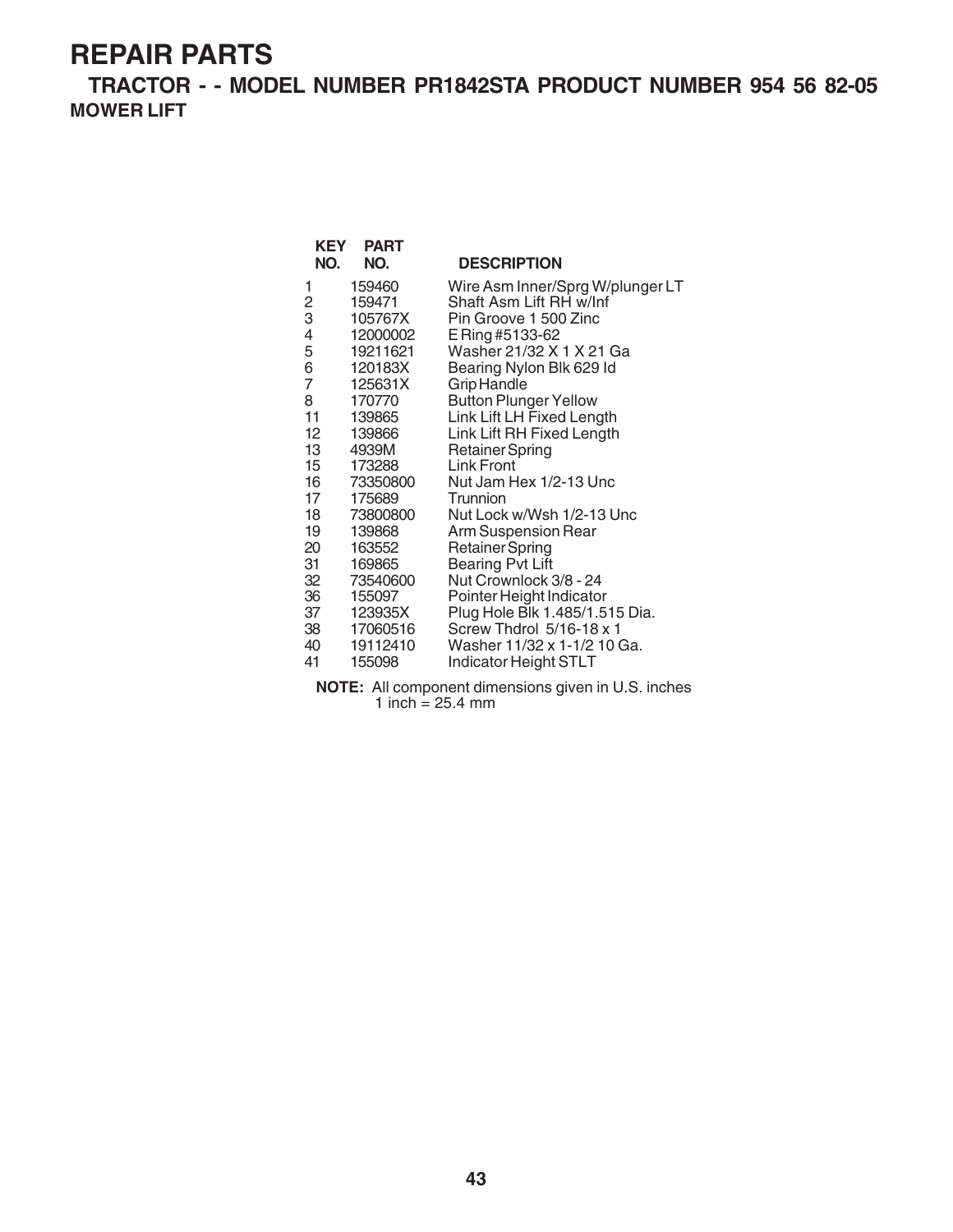# REPAIR PARTS

## TRACTOR - - MODEL NUMBER PR1842STA PRODUCT NUMBER 954 56 82-05

### MOWER LIFT

| KEY NO. | PART NO. | DESCRIPTION |
|---|---|---|
| 1 | 159460 | Wire Asm Inner/Sprg W/plunger LT |
| 2 | 159471 | Shaft Asm Lift RH w/Inf |
| 3 | 105767X | Pin Groove 1 500 Zinc |
| 4 | 12000002 | E Ring #5133-62 |
| 5 | 19211621 | Washer 21/32 X 1 X 21 Ga |
| 6 | 120183X | Bearing Nylon Blk 629 Id |
| 7 | 125631X | Grip Handle |
| 8 | 170770 | Button Plunger Yellow |
| 11 | 139865 | Link Lift LH Fixed Length |
| 12 | 139866 | Link Lift RH Fixed Length |
| 13 | 4939M | Retainer Spring |
| 15 | 173288 | Link Front |
| 16 | 73350800 | Nut Jam Hex 1/2-13 Unc |
| 17 | 175689 | Trunnion |
| 18 | 73800800 | Nut Lock w/Wsh 1/2-13 Unc |
| 19 | 139868 | Arm Suspension Rear |
| 20 | 163552 | Retainer Spring |
| 31 | 169865 | Bearing Pvt Lift |
| 32 | 73540600 | Nut Crownlock 3/8 - 24 |
| 36 | 155097 | Pointer Height Indicator |
| 37 | 123935X | Plug Hole Blk 1.485/1.515 Dia. |
| 38 | 17060516 | Screw Thdrol 5/16-18 x 1 |
| 40 | 19112410 | Washer 11/32 x 1-1/2 10 Ga. |
| 41 | 155098 | Indicator Height STLT |

**NOTE:** All component dimensions given in U.S. inches
1 inch = 25.4 mm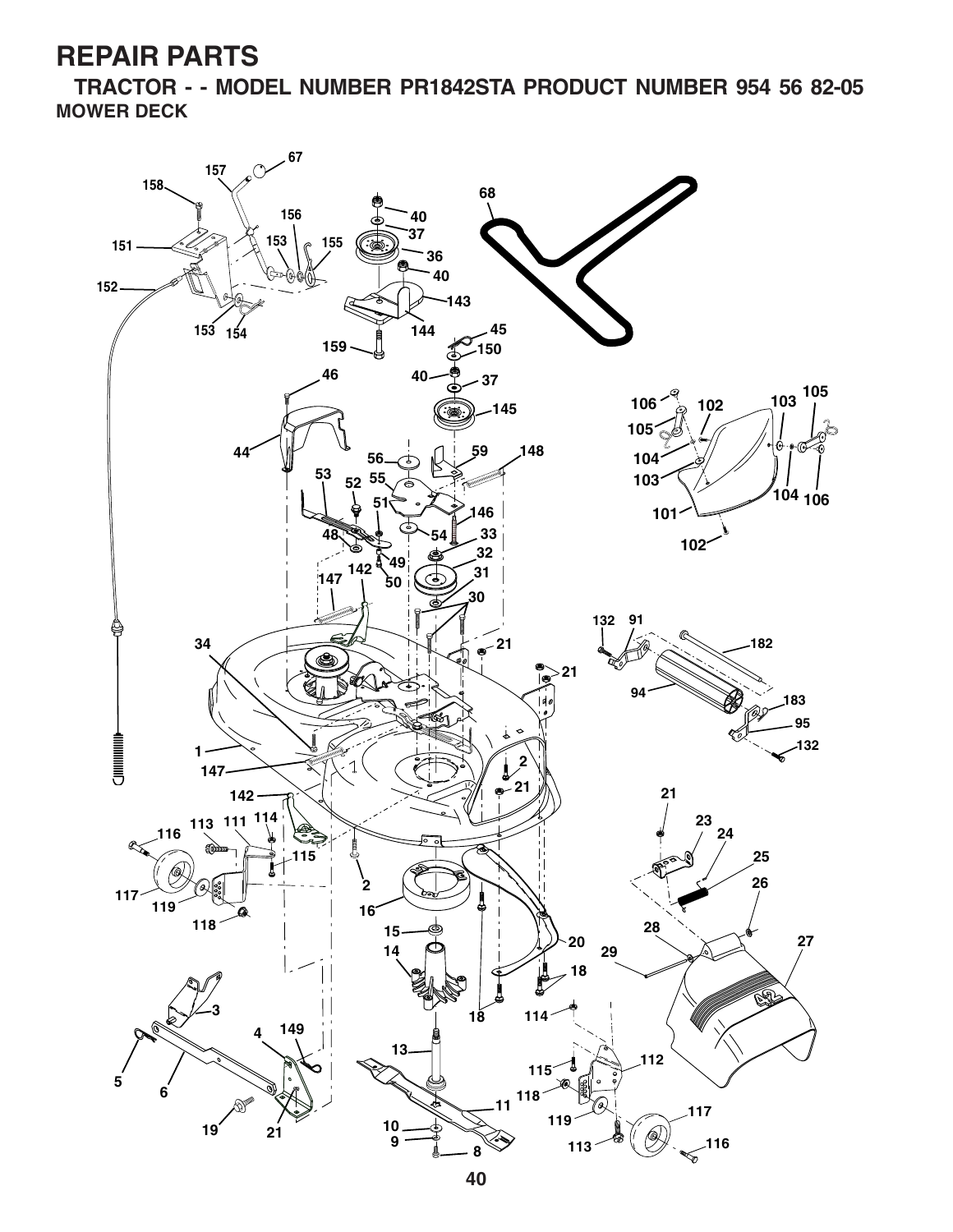# REPAIR PARTS

## TRACTOR - - MODEL NUMBER PR1842STA PRODUCT NUMBER 954 56 82-05

### MOWER DECK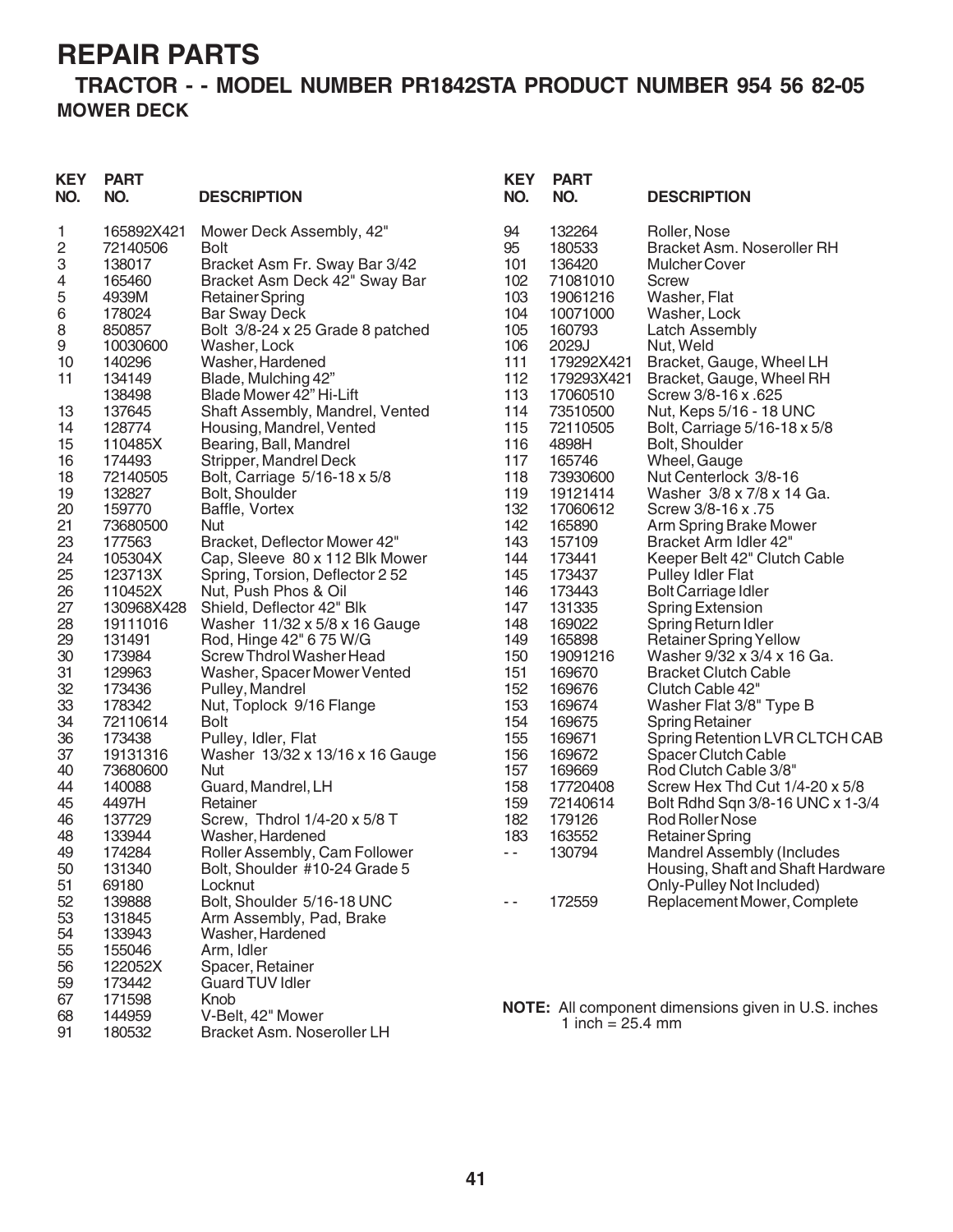# REPAIR PARTS

## TRACTOR - - MODEL NUMBER PR1842STA PRODUCT NUMBER 954 56 82-05

### MOWER DECK

| KEY NO. | PART NO. | DESCRIPTION |
|---|---|---|
| 1 | 165892X421 | Mower Deck Assembly, 42" |
| 2 | 72140506 | Bolt |
| 3 | 138017 | Bracket Asm Fr. Sway Bar 3/42 |
| 4 | 165460 | Bracket Asm Deck 42" Sway Bar |
| 5 | 4939M | Retainer Spring |
| 6 | 178024 | Bar Sway Deck |
| 8 | 850857 | Bolt 3/8-24 x 25 Grade 8 patched |
| 9 | 10030600 | Washer, Lock |
| 10 | 140296 | Washer, Hardened |
| 11 | 134149 | Blade, Mulching 42" |
| | 138498 | Blade Mower 42" Hi-Lift |
| 13 | 137645 | Shaft Assembly, Mandrel, Vented |
| 14 | 128774 | Housing, Mandrel, Vented |
| 15 | 110485X | Bearing, Ball, Mandrel |
| 16 | 174493 | Stripper, Mandrel Deck |
| 18 | 72140505 | Bolt, Carriage 5/16-18 x 5/8 |
| 19 | 132827 | Bolt, Shoulder |
| 20 | 159770 | Baffle, Vortex |
| 21 | 73680500 | Nut |
| 23 | 177563 | Bracket, Deflector Mower 42" |
| 24 | 105304X | Cap, Sleeve 80 x 112 Blk Mower |
| 25 | 123713X | Spring, Torsion, Deflector 2 52 |
| 26 | 110452X | Nut, Push Phos & Oil |
| 27 | 130968X428 | Shield, Deflector 42" Blk |
| 28 | 19111016 | Washer 11/32 x 5/8 x 16 Gauge |
| 29 | 131491 | Rod, Hinge 42" 6 75 W/G |
| 30 | 173984 | Screw Thdrol Washer Head |
| 31 | 129963 | Washer, Spacer Mower Vented |
| 32 | 173436 | Pulley, Mandrel |
| 33 | 178342 | Nut, Toplock 9/16 Flange |
| 34 | 72110614 | Bolt |
| 36 | 173438 | Pulley, Idler, Flat |
| 37 | 19131316 | Washer 13/32 x 13/16 x 16 Gauge |
| 40 | 73680600 | Nut |
| 44 | 140088 | Guard, Mandrel, LH |
| 45 | 4497H | Retainer |
| 46 | 137729 | Screw, Thdrol 1/4-20 x 5/8 T |
| 48 | 133944 | Washer, Hardened |
| 49 | 174284 | Roller Assembly, Cam Follower |
| 50 | 131340 | Bolt, Shoulder #10-24 Grade 5 |
| 51 | 69180 | Locknut |
| 52 | 139888 | Bolt, Shoulder 5/16-18 UNC |
| 53 | 131845 | Arm Assembly, Pad, Brake |
| 54 | 133943 | Washer, Hardened |
| 55 | 155046 | Arm, Idler |
| 56 | 122052X | Spacer, Retainer |
| 59 | 173442 | Guard TUV Idler |
| 67 | 171598 | Knob |
| 68 | 144959 | V-Belt, 42" Mower |
| 91 | 180532 | Bracket Asm. Noseroller LH |
| 94 | 132264 | Roller, Nose |
| 95 | 180533 | Bracket Asm. Noseroller RH |
| 101 | 136420 | Mulcher Cover |
| 102 | 71081010 | Screw |
| 103 | 19061216 | Washer, Flat |
| 104 | 10071000 | Washer, Lock |
| 105 | 160793 | Latch Assembly |
| 106 | 2029J | Nut, Weld |
| 111 | 179292X421 | Bracket, Gauge, Wheel LH |
| 112 | 179293X421 | Bracket, Gauge, Wheel RH |
| 113 | 17060510 | Screw 3/8-16 x .625 |
| 114 | 73510500 | Nut, Keps 5/16 - 18 UNC |
| 115 | 72110505 | Bolt, Carriage 5/16-18 x 5/8 |
| 116 | 4898H | Bolt, Shoulder |
| 117 | 165746 | Wheel, Gauge |
| 118 | 73930600 | Nut Centerlock 3/8-16 |
| 119 | 19121414 | Washer 3/8 x 7/8 x 14 Ga. |
| 132 | 17060612 | Screw 3/8-16 x .75 |
| 142 | 165890 | Arm Spring Brake Mower |
| 143 | 157109 | Bracket Arm Idler 42" |
| 144 | 173441 | Keeper Belt 42" Clutch Cable |
| 145 | 173437 | Pulley Idler Flat |
| 146 | 173443 | Bolt Carriage Idler |
| 147 | 131335 | Spring Extension |
| 148 | 169022 | Spring Return Idler |
| 149 | 165898 | Retainer Spring Yellow |
| 150 | 19091216 | Washer 9/32 x 3/4 x 16 Ga. |
| 151 | 169670 | Bracket Clutch Cable |
| 152 | 169676 | Clutch Cable 42" |
| 153 | 169674 | Washer Flat 3/8" Type B |
| 154 | 169675 | Spring Retainer |
| 155 | 169671 | Spring Retention LVR CLTCH CAB |
| 156 | 169672 | Spacer Clutch Cable |
| 157 | 169669 | Rod Clutch Cable 3/8" |
| 158 | 17720408 | Screw Hex Thd Cut 1/4-20 x 5/8 |
| 159 | 72140614 | Bolt Rdhd Sqn 3/8-16 UNC x 1-3/4 |
| 182 | 179126 | Rod Roller Nose |
| 183 | 163552 | Retainer Spring |
| - - | 130794 | Mandrel Assembly (Includes Housing, Shaft and Shaft Hardware Only-Pulley Not Included) |
| - - | 172559 | Replacement Mower, Complete |

**NOTE:** All component dimensions given in U.S. inches
1 inch = 25.4 mm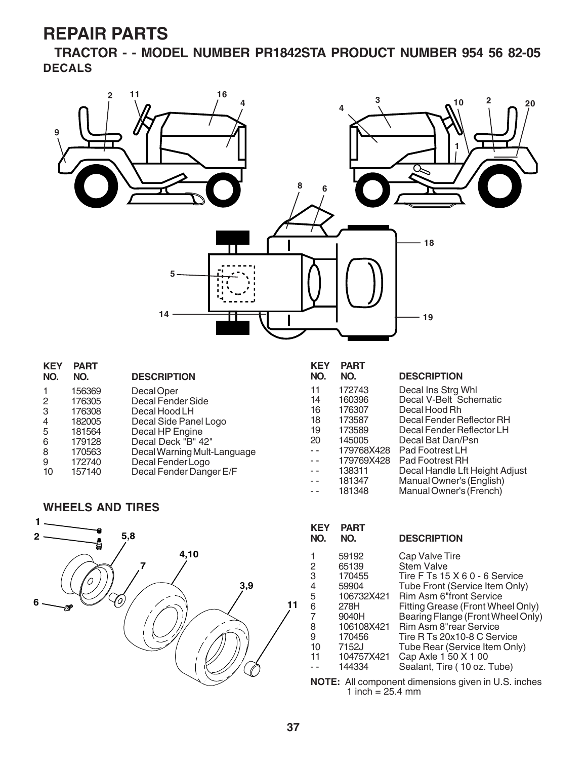# REPAIR PARTS

## TRACTOR - - MODEL NUMBER PR1842STA PRODUCT NUMBER 954 56 82-05

### DECALS

| KEY NO. | PART NO. | DESCRIPTION |
|---|---|---|
| 1 | 156369 | Decal Oper |
| 2 | 176305 | Decal Fender Side |
| 3 | 176308 | Decal Hood LH |
| 4 | 182005 | Decal Side Panel Logo |
| 5 | 181564 | Decal HP Engine |
| 6 | 179128 | Decal Deck "B" 42" |
| 8 | 170563 | Decal Warning Mult-Language |
| 9 | 172740 | Decal Fender Logo |
| 10 | 157140 | Decal Fender Danger E/F |
| 11 | 172743 | Decal Ins Strg Whl |
| 14 | 160396 | Decal V-Belt Schematic |
| 16 | 176307 | Decal Hood Rh |
| 18 | 173587 | Decal Fender Reflector RH |
| 19 | 173589 | Decal Fender Reflector LH |
| 20 | 145005 | Decal Bat Dan/Psn |
| - - | 179768X428 | Pad Footrest LH |
| - - | 179769X428 | Pad Footrest RH |
| - - | 138311 | Decal Handle Lft Height Adjust |
| - - | 181347 | Manual Owner's (English) |
| - - | 181348 | Manual Owner's (French) |

### WHEELS AND TIRES

| KEY NO. | PART NO. | DESCRIPTION |
|---|---|---|
| 1 | 59192 | Cap Valve Tire |
| 2 | 65139 | Stem Valve |
| 3 | 170455 | Tire F Ts 15 X 6 0 - 6 Service |
| 4 | 59904 | Tube Front (Service Item Only) |
| 5 | 106732X421 | Rim Asm 6"front Service |
| 6 | 278H | Fitting Grease (Front Wheel Only) |
| 7 | 9040H | Bearing Flange (Front Wheel Only) |
| 8 | 106108X421 | Rim Asm 8"rear Service |
| 9 | 170456 | Tire R Ts 20x10-8 C Service |
| 10 | 7152J | Tube Rear (Service Item Only) |
| 11 | 104757X421 | Cap Axle 1 50 X 1 00 |
| - - | 144334 | Sealant, Tire ( 10 oz. Tube) |

**NOTE:** All component dimensions given in U.S. inches
1 inch = 25.4 mm